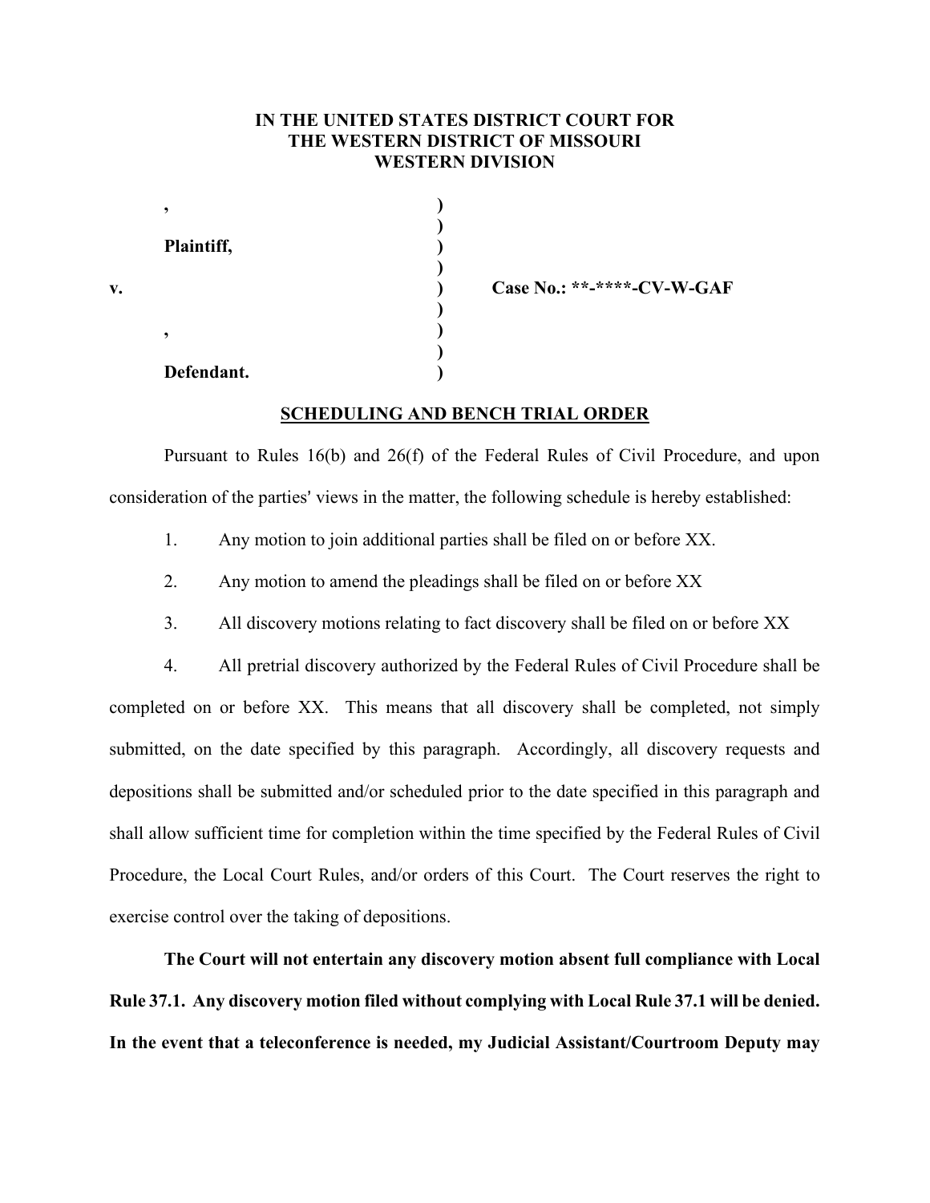**IN THE UNITED STATES DISTRICT COURT FOR**
**THE WESTERN DISTRICT OF MISSOURI**
**WESTERN DIVISION**

| | | |
|---|---|---|
| **,** | **)** | |
| | **)** | |
| **Plaintiff,** | **)** | |
| | **)** | |
| **v.** | **)** | **Case No.: **-****-CV-W-GAF** |
| | **)** | |
| **,** | **)** | |
| | **)** | |
| **Defendant.** | **)** | |

**SCHEDULING AND BENCH TRIAL ORDER**

Pursuant to Rules 16(b) and 26(f) of the Federal Rules of Civil Procedure, and upon consideration of the parties' views in the matter, the following schedule is hereby established:

1. Any motion to join additional parties shall be filed on or before XX.

2. Any motion to amend the pleadings shall be filed on or before XX

3. All discovery motions relating to fact discovery shall be filed on or before XX

4. All pretrial discovery authorized by the Federal Rules of Civil Procedure shall be completed on or before XX. This means that all discovery shall be completed, not simply submitted, on the date specified by this paragraph. Accordingly, all discovery requests and depositions shall be submitted and/or scheduled prior to the date specified in this paragraph and shall allow sufficient time for completion within the time specified by the Federal Rules of Civil Procedure, the Local Court Rules, and/or orders of this Court. The Court reserves the right to exercise control over the taking of depositions.

**The Court will not entertain any discovery motion absent full compliance with Local Rule 37.1. Any discovery motion filed without complying with Local Rule 37.1 will be denied. In the event that a teleconference is needed, my Judicial Assistant/Courtroom Deputy may**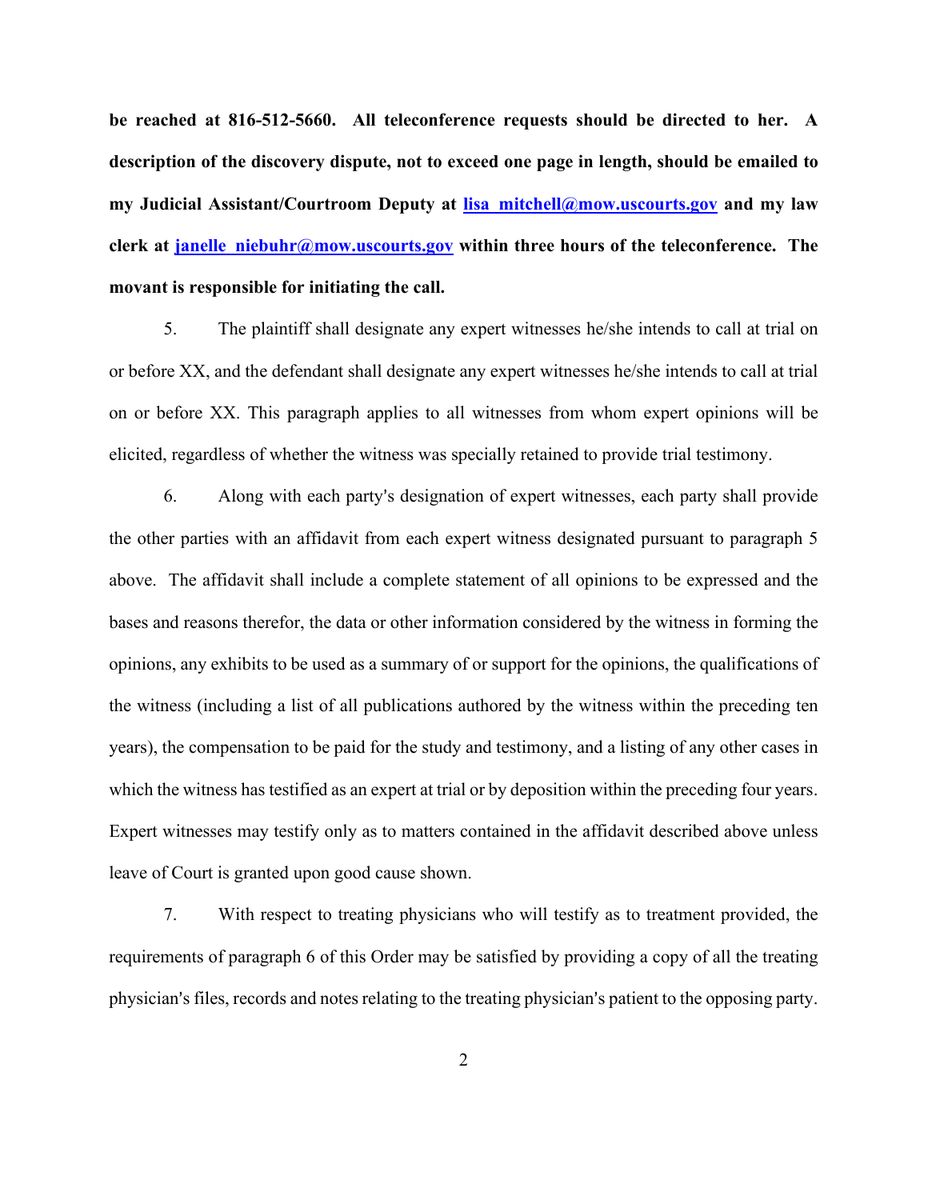**be reached at 816-512-5660. All teleconference requests should be directed to her. A description of the discovery dispute, not to exceed one page in length, should be emailed to my Judicial Assistant/Courtroom Deputy at lisa_mitchell@mow.uscourts.gov and my law clerk at janelle_niebuhr@mow.uscourts.gov within three hours of the teleconference. The movant is responsible for initiating the call.**

5. The plaintiff shall designate any expert witnesses he/she intends to call at trial on or before XX, and the defendant shall designate any expert witnesses he/she intends to call at trial on or before XX. This paragraph applies to all witnesses from whom expert opinions will be elicited, regardless of whether the witness was specially retained to provide trial testimony.

6. Along with each party's designation of expert witnesses, each party shall provide the other parties with an affidavit from each expert witness designated pursuant to paragraph 5 above. The affidavit shall include a complete statement of all opinions to be expressed and the bases and reasons therefor, the data or other information considered by the witness in forming the opinions, any exhibits to be used as a summary of or support for the opinions, the qualifications of the witness (including a list of all publications authored by the witness within the preceding ten years), the compensation to be paid for the study and testimony, and a listing of any other cases in which the witness has testified as an expert at trial or by deposition within the preceding four years. Expert witnesses may testify only as to matters contained in the affidavit described above unless leave of Court is granted upon good cause shown.

7. With respect to treating physicians who will testify as to treatment provided, the requirements of paragraph 6 of this Order may be satisfied by providing a copy of all the treating physician's files, records and notes relating to the treating physician's patient to the opposing party.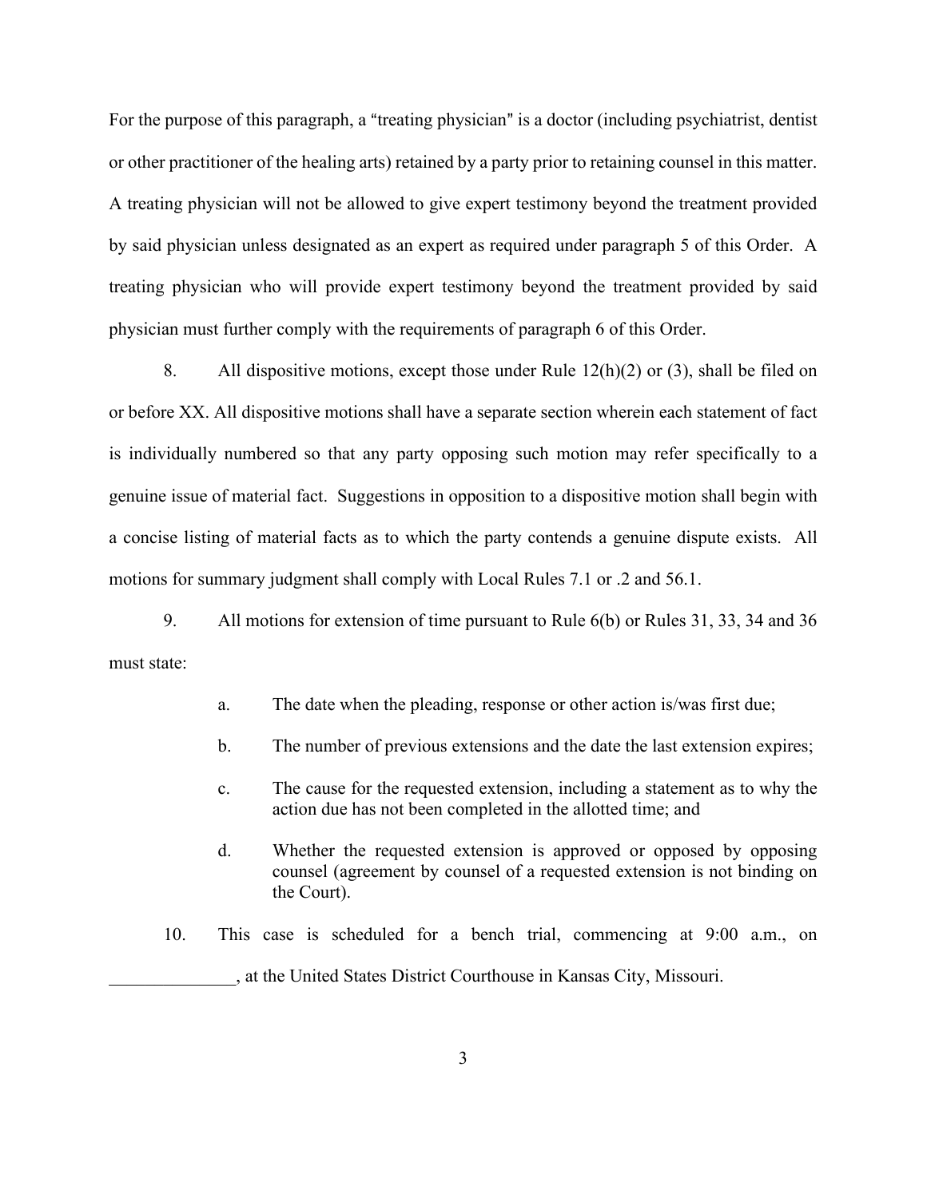For the purpose of this paragraph, a "treating physician" is a doctor (including psychiatrist, dentist or other practitioner of the healing arts) retained by a party prior to retaining counsel in this matter. A treating physician will not be allowed to give expert testimony beyond the treatment provided by said physician unless designated as an expert as required under paragraph 5 of this Order. A treating physician who will provide expert testimony beyond the treatment provided by said physician must further comply with the requirements of paragraph 6 of this Order.

8. All dispositive motions, except those under Rule 12(h)(2) or (3), shall be filed on or before XX. All dispositive motions shall have a separate section wherein each statement of fact is individually numbered so that any party opposing such motion may refer specifically to a genuine issue of material fact. Suggestions in opposition to a dispositive motion shall begin with a concise listing of material facts as to which the party contends a genuine dispute exists. All motions for summary judgment shall comply with Local Rules 7.1 or .2 and 56.1.

9. All motions for extension of time pursuant to Rule 6(b) or Rules 31, 33, 34 and 36 must state:

  a. The date when the pleading, response or other action is/was first due;

  b. The number of previous extensions and the date the last extension expires;

  c. The cause for the requested extension, including a statement as to why the action due has not been completed in the allotted time; and

  d. Whether the requested extension is approved or opposed by opposing counsel (agreement by counsel of a requested extension is not binding on the Court).

10. This case is scheduled for a bench trial, commencing at 9:00 a.m., on ______________, at the United States District Courthouse in Kansas City, Missouri.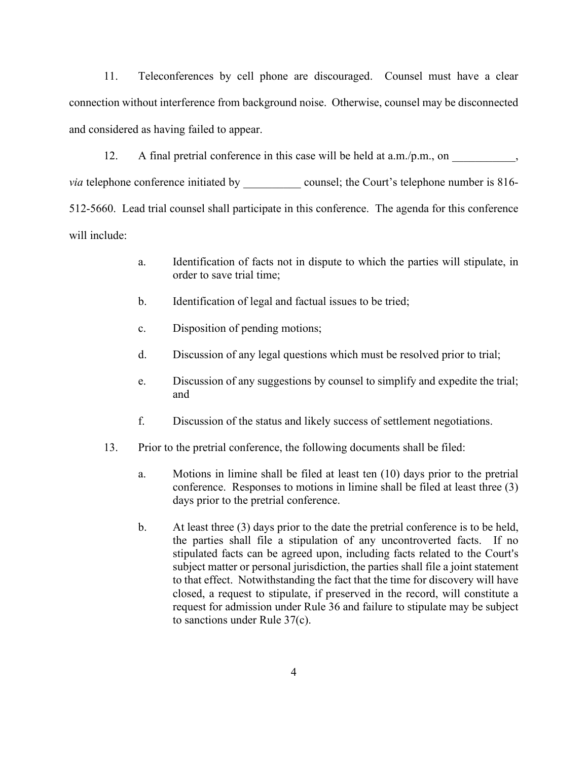11. Teleconferences by cell phone are discouraged. Counsel must have a clear connection without interference from background noise. Otherwise, counsel may be disconnected and considered as having failed to appear.

12. A final pretrial conference in this case will be held at a.m./p.m., on ___________, *via* telephone conference initiated by __________ counsel; the Court's telephone number is 816-512-5660. Lead trial counsel shall participate in this conference. The agenda for this conference will include:

   a. Identification of facts not in dispute to which the parties will stipulate, in order to save trial time;

   b. Identification of legal and factual issues to be tried;

   c. Disposition of pending motions;

   d. Discussion of any legal questions which must be resolved prior to trial;

   e. Discussion of any suggestions by counsel to simplify and expedite the trial; and

   f. Discussion of the status and likely success of settlement negotiations.

13. Prior to the pretrial conference, the following documents shall be filed:

   a. Motions in limine shall be filed at least ten (10) days prior to the pretrial conference. Responses to motions in limine shall be filed at least three (3) days prior to the pretrial conference.

   b. At least three (3) days prior to the date the pretrial conference is to be held, the parties shall file a stipulation of any uncontroverted facts. If no stipulated facts can be agreed upon, including facts related to the Court's subject matter or personal jurisdiction, the parties shall file a joint statement to that effect. Notwithstanding the fact that the time for discovery will have closed, a request to stipulate, if preserved in the record, will constitute a request for admission under Rule 36 and failure to stipulate may be subject to sanctions under Rule 37(c).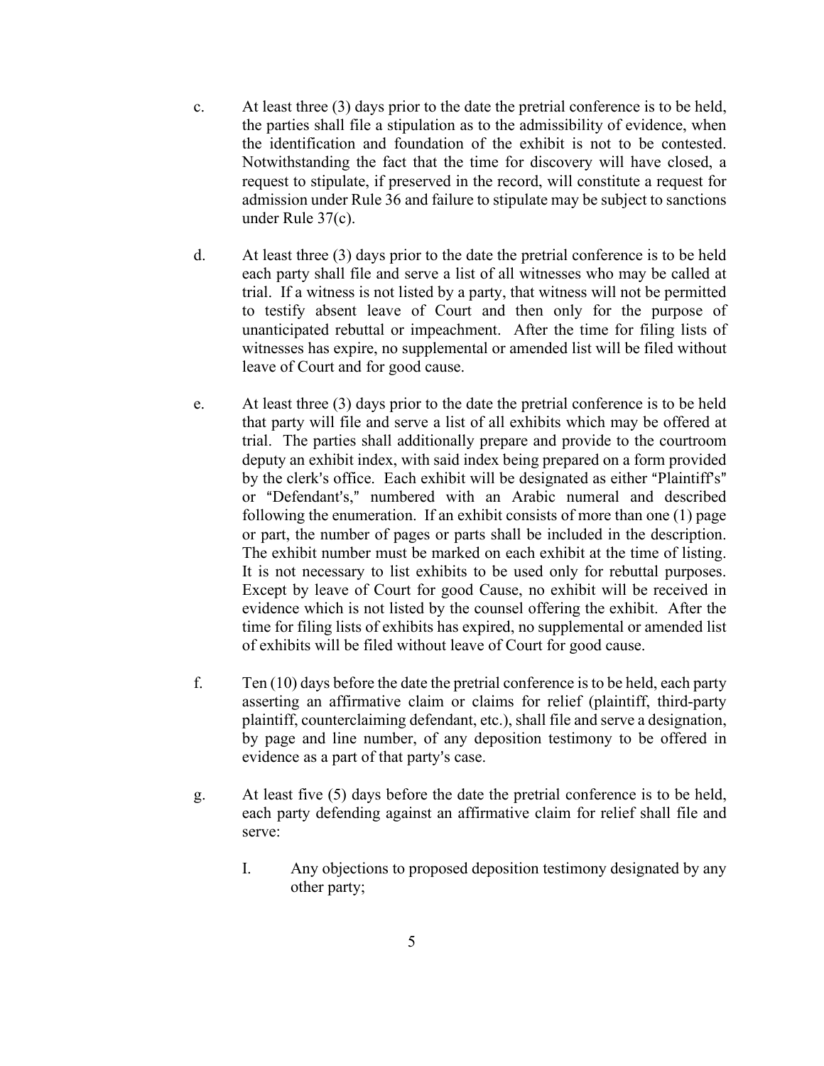c. At least three (3) days prior to the date the pretrial conference is to be held, the parties shall file a stipulation as to the admissibility of evidence, when the identification and foundation of the exhibit is not to be contested. Notwithstanding the fact that the time for discovery will have closed, a request to stipulate, if preserved in the record, will constitute a request for admission under Rule 36 and failure to stipulate may be subject to sanctions under Rule 37(c).

d. At least three (3) days prior to the date the pretrial conference is to be held each party shall file and serve a list of all witnesses who may be called at trial. If a witness is not listed by a party, that witness will not be permitted to testify absent leave of Court and then only for the purpose of unanticipated rebuttal or impeachment. After the time for filing lists of witnesses has expire, no supplemental or amended list will be filed without leave of Court and for good cause.

e. At least three (3) days prior to the date the pretrial conference is to be held that party will file and serve a list of all exhibits which may be offered at trial. The parties shall additionally prepare and provide to the courtroom deputy an exhibit index, with said index being prepared on a form provided by the clerk's office. Each exhibit will be designated as either "Plaintiff's" or "Defendant's," numbered with an Arabic numeral and described following the enumeration. If an exhibit consists of more than one (1) page or part, the number of pages or parts shall be included in the description. The exhibit number must be marked on each exhibit at the time of listing. It is not necessary to list exhibits to be used only for rebuttal purposes. Except by leave of Court for good Cause, no exhibit will be received in evidence which is not listed by the counsel offering the exhibit. After the time for filing lists of exhibits has expired, no supplemental or amended list of exhibits will be filed without leave of Court for good cause.

f. Ten (10) days before the date the pretrial conference is to be held, each party asserting an affirmative claim or claims for relief (plaintiff, third-party plaintiff, counterclaiming defendant, etc.), shall file and serve a designation, by page and line number, of any deposition testimony to be offered in evidence as a part of that party's case.

g. At least five (5) days before the date the pretrial conference is to be held, each party defending against an affirmative claim for relief shall file and serve:

   I. Any objections to proposed deposition testimony designated by any other party;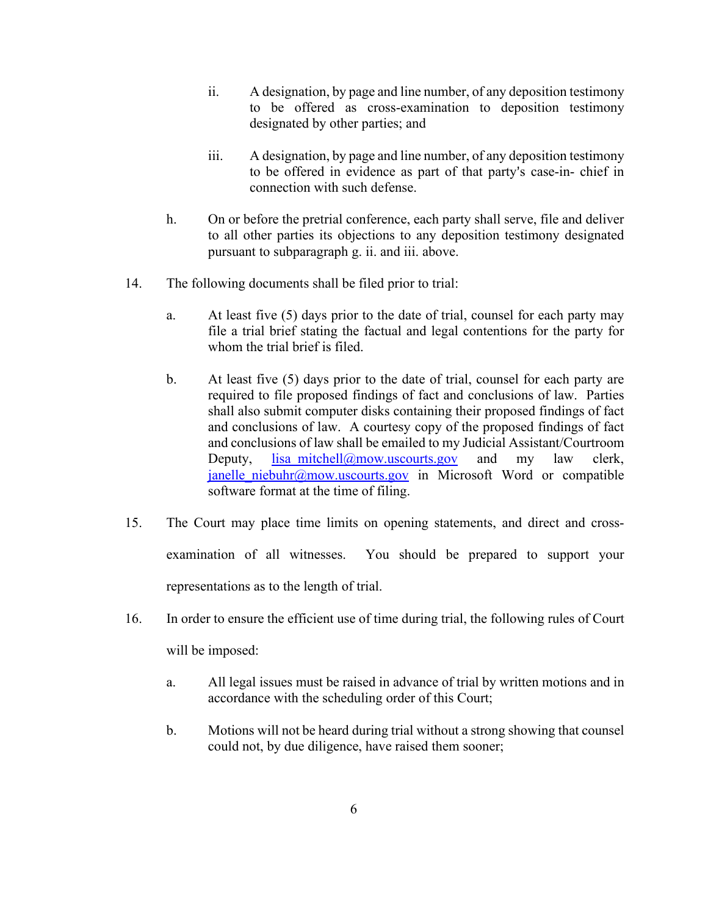ii. A designation, by page and line number, of any deposition testimony to be offered as cross-examination to deposition testimony designated by other parties; and

iii. A designation, by page and line number, of any deposition testimony to be offered in evidence as part of that party's case-in- chief in connection with such defense.

h. On or before the pretrial conference, each party shall serve, file and deliver to all other parties its objections to any deposition testimony designated pursuant to subparagraph g. ii. and iii. above.

14. The following documents shall be filed prior to trial:

a. At least five (5) days prior to the date of trial, counsel for each party may file a trial brief stating the factual and legal contentions for the party for whom the trial brief is filed.

b. At least five (5) days prior to the date of trial, counsel for each party are required to file proposed findings of fact and conclusions of law. Parties shall also submit computer disks containing their proposed findings of fact and conclusions of law. A courtesy copy of the proposed findings of fact and conclusions of law shall be emailed to my Judicial Assistant/Courtroom Deputy, lisa_mitchell@mow.uscourts.gov and my law clerk, janelle_niebuhr@mow.uscourts.gov in Microsoft Word or compatible software format at the time of filing.

15. The Court may place time limits on opening statements, and direct and cross-examination of all witnesses. You should be prepared to support your representations as to the length of trial.

16. In order to ensure the efficient use of time during trial, the following rules of Court will be imposed:

a. All legal issues must be raised in advance of trial by written motions and in accordance with the scheduling order of this Court;

b. Motions will not be heard during trial without a strong showing that counsel could not, by due diligence, have raised them sooner;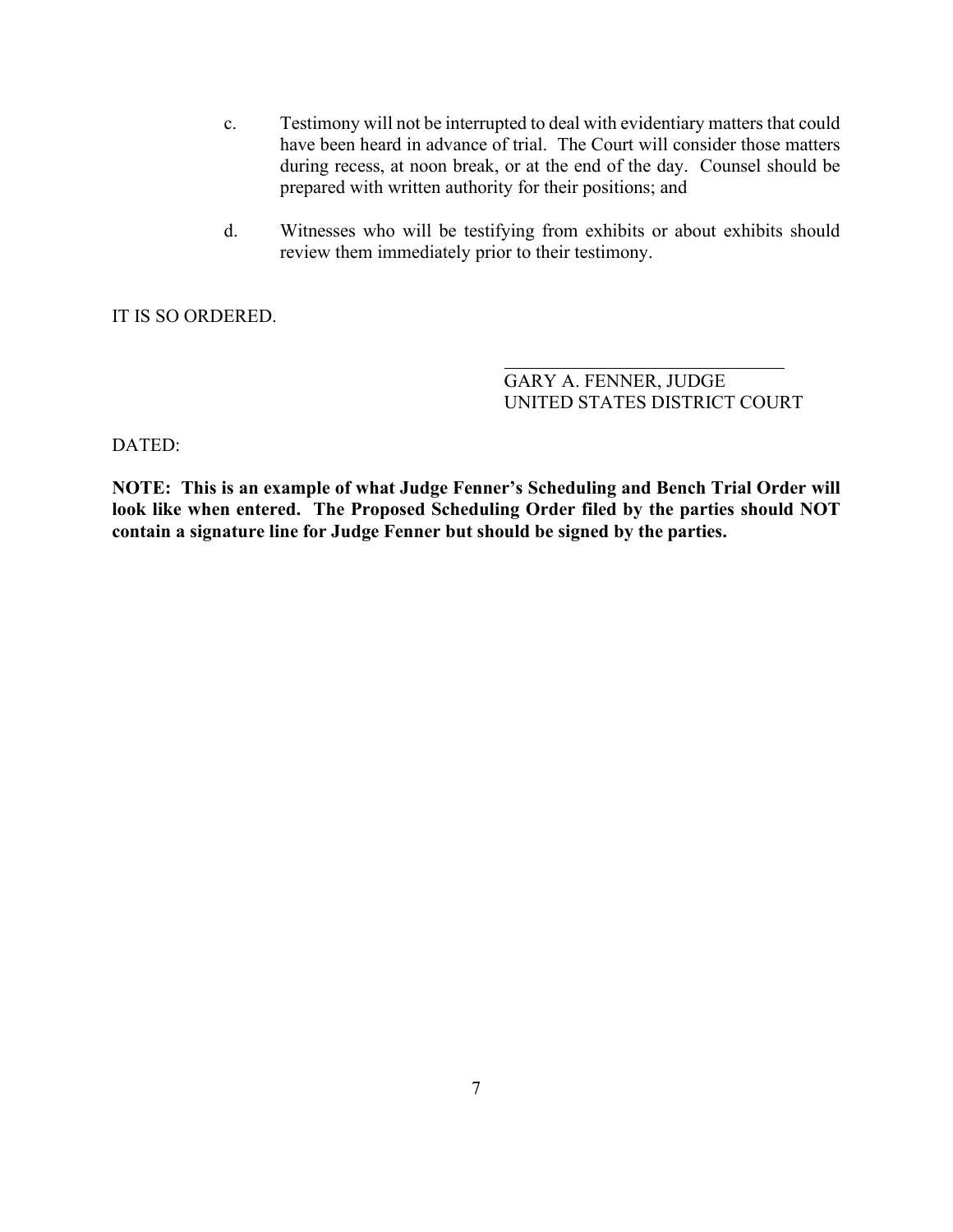c. Testimony will not be interrupted to deal with evidentiary matters that could have been heard in advance of trial. The Court will consider those matters during recess, at noon break, or at the end of the day. Counsel should be prepared with written authority for their positions; and

d. Witnesses who will be testifying from exhibits or about exhibits should review them immediately prior to their testimony.

IT IS SO ORDERED.

GARY A. FENNER, JUDGE
UNITED STATES DISTRICT COURT

DATED:

**NOTE: This is an example of what Judge Fenner's Scheduling and Bench Trial Order will look like when entered. The Proposed Scheduling Order filed by the parties should NOT contain a signature line for Judge Fenner but should be signed by the parties.**